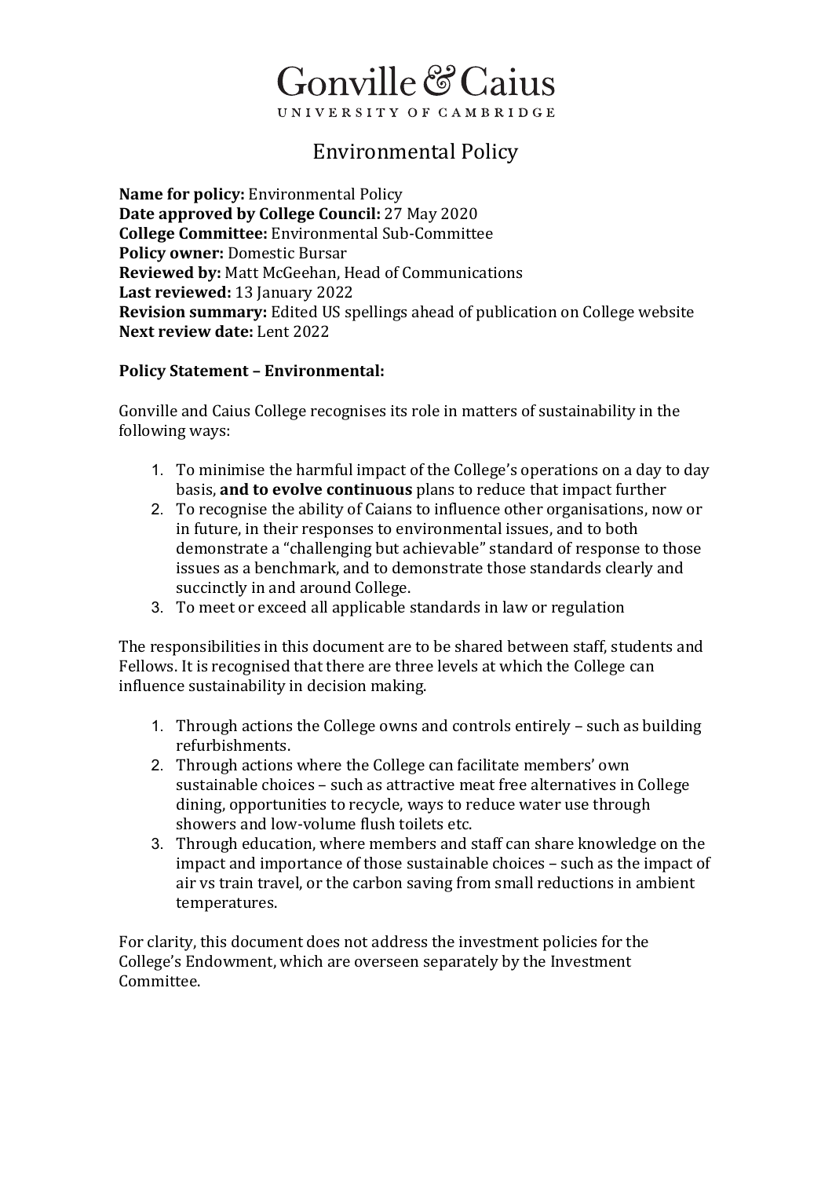# Gonville & Caius

UNIVERSITY OF CAMBRIDGE

## Environmental Policy

**Name for policy:** Environmental Policy
**Date approved by College Council:** 27 May 2020
**College Committee:** Environmental Sub-Committee
**Policy owner:** Domestic Bursar
**Reviewed by:** Matt McGeehan, Head of Communications
**Last reviewed:** 13 January 2022
**Revision summary:** Edited US spellings ahead of publication on College website
**Next review date:** Lent 2022

**Policy Statement – Environmental:**

Gonville and Caius College recognises its role in matters of sustainability in the following ways:

1. To minimise the harmful impact of the College's operations on a day to day basis, **and to evolve continuous** plans to reduce that impact further
2. To recognise the ability of Caians to influence other organisations, now or in future, in their responses to environmental issues, and to both demonstrate a "challenging but achievable" standard of response to those issues as a benchmark, and to demonstrate those standards clearly and succinctly in and around College.
3. To meet or exceed all applicable standards in law or regulation

The responsibilities in this document are to be shared between staff, students and Fellows. It is recognised that there are three levels at which the College can influence sustainability in decision making.

1. Through actions the College owns and controls entirely – such as building refurbishments.
2. Through actions where the College can facilitate members' own sustainable choices – such as attractive meat free alternatives in College dining, opportunities to recycle, ways to reduce water use through showers and low-volume flush toilets etc.
3. Through education, where members and staff can share knowledge on the impact and importance of those sustainable choices – such as the impact of air vs train travel, or the carbon saving from small reductions in ambient temperatures.

For clarity, this document does not address the investment policies for the College's Endowment, which are overseen separately by the Investment Committee.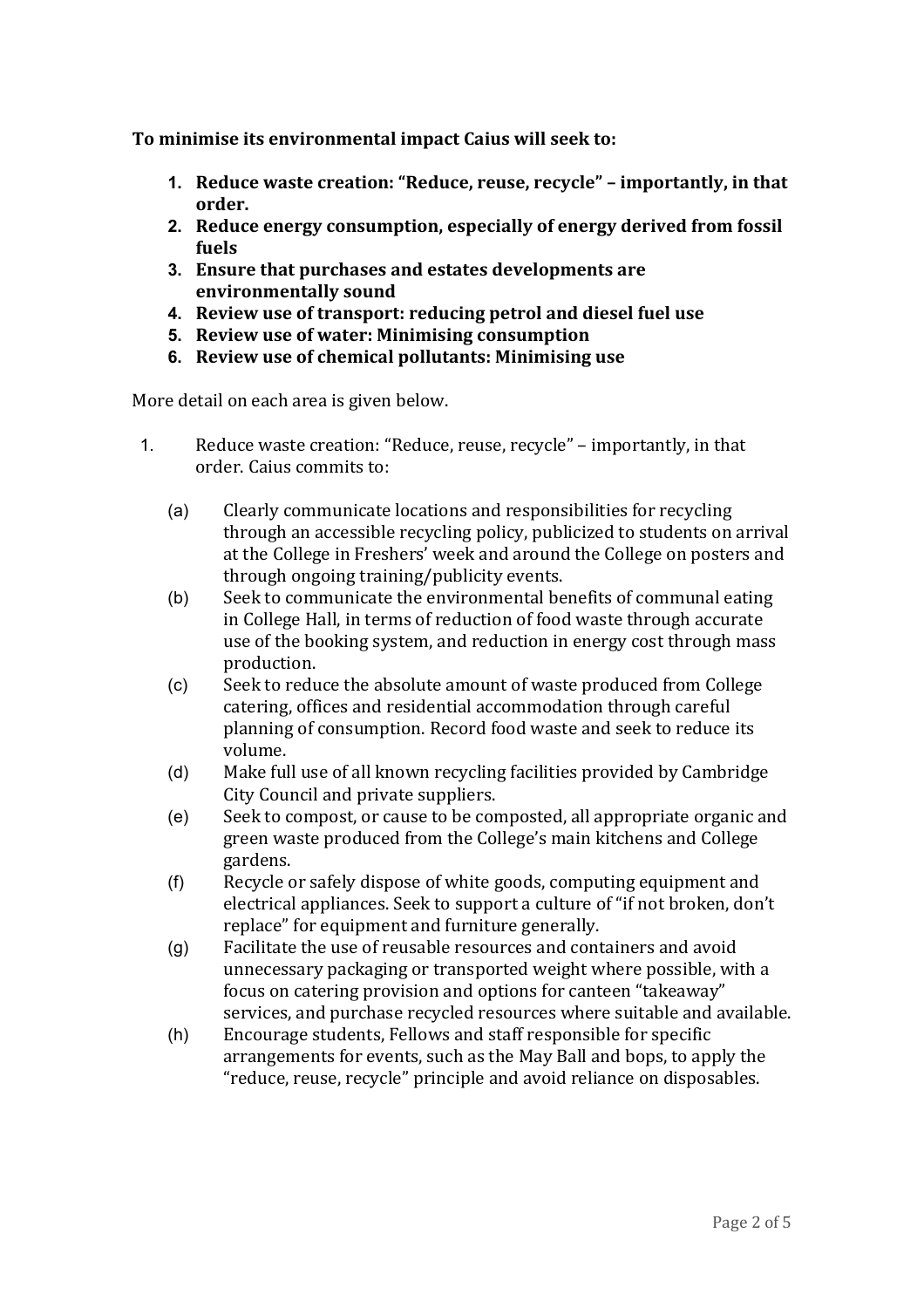**To minimise its environmental impact Caius will seek to:**

1. **Reduce waste creation: "Reduce, reuse, recycle" – importantly, in that order.**
2. **Reduce energy consumption, especially of energy derived from fossil fuels**
3. **Ensure that purchases and estates developments are environmentally sound**
4. **Review use of transport: reducing petrol and diesel fuel use**
5. **Review use of water: Minimising consumption**
6. **Review use of chemical pollutants: Minimising use**

More detail on each area is given below.

1. Reduce waste creation: "Reduce, reuse, recycle" – importantly, in that order. Caius commits to:

   (a) Clearly communicate locations and responsibilities for recycling through an accessible recycling policy, publicized to students on arrival at the College in Freshers' week and around the College on posters and through ongoing training/publicity events.

   (b) Seek to communicate the environmental benefits of communal eating in College Hall, in terms of reduction of food waste through accurate use of the booking system, and reduction in energy cost through mass production.

   (c) Seek to reduce the absolute amount of waste produced from College catering, offices and residential accommodation through careful planning of consumption. Record food waste and seek to reduce its volume.

   (d) Make full use of all known recycling facilities provided by Cambridge City Council and private suppliers.

   (e) Seek to compost, or cause to be composted, all appropriate organic and green waste produced from the College's main kitchens and College gardens.

   (f) Recycle or safely dispose of white goods, computing equipment and electrical appliances. Seek to support a culture of "if not broken, don't replace" for equipment and furniture generally.

   (g) Facilitate the use of reusable resources and containers and avoid unnecessary packaging or transported weight where possible, with a focus on catering provision and options for canteen "takeaway" services, and purchase recycled resources where suitable and available.

   (h) Encourage students, Fellows and staff responsible for specific arrangements for events, such as the May Ball and bops, to apply the "reduce, reuse, recycle" principle and avoid reliance on disposables.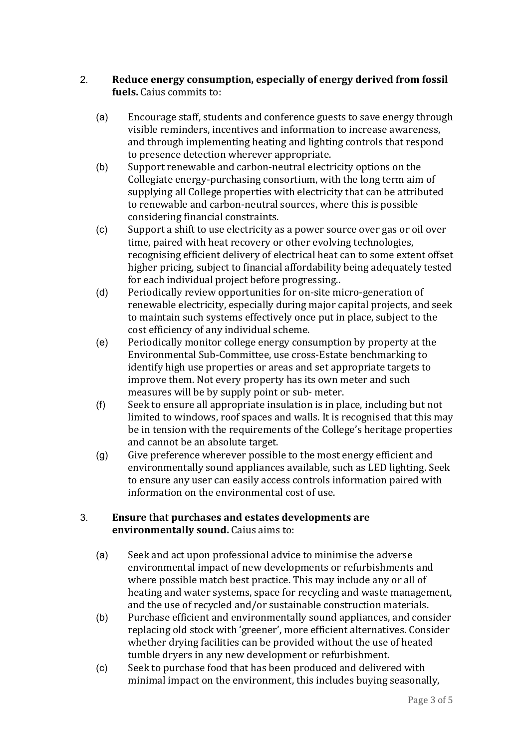2. **Reduce energy consumption, especially of energy derived from fossil fuels.** Caius commits to:

   (a) Encourage staff, students and conference guests to save energy through visible reminders, incentives and information to increase awareness, and through implementing heating and lighting controls that respond to presence detection wherever appropriate.

   (b) Support renewable and carbon-neutral electricity options on the Collegiate energy-purchasing consortium, with the long term aim of supplying all College properties with electricity that can be attributed to renewable and carbon-neutral sources, where this is possible considering financial constraints.

   (c) Support a shift to use electricity as a power source over gas or oil over time, paired with heat recovery or other evolving technologies, recognising efficient delivery of electrical heat can to some extent offset higher pricing, subject to financial affordability being adequately tested for each individual project before progressing..

   (d) Periodically review opportunities for on-site micro-generation of renewable electricity, especially during major capital projects, and seek to maintain such systems effectively once put in place, subject to the cost efficiency of any individual scheme.

   (e) Periodically monitor college energy consumption by property at the Environmental Sub-Committee, use cross-Estate benchmarking to identify high use properties or areas and set appropriate targets to improve them. Not every property has its own meter and such measures will be by supply point or sub- meter.

   (f) Seek to ensure all appropriate insulation is in place, including but not limited to windows, roof spaces and walls. It is recognised that this may be in tension with the requirements of the College's heritage properties and cannot be an absolute target.

   (g) Give preference wherever possible to the most energy efficient and environmentally sound appliances available, such as LED lighting. Seek to ensure any user can easily access controls information paired with information on the environmental cost of use.

3. **Ensure that purchases and estates developments are environmentally sound.** Caius aims to:

   (a) Seek and act upon professional advice to minimise the adverse environmental impact of new developments or refurbishments and where possible match best practice. This may include any or all of heating and water systems, space for recycling and waste management, and the use of recycled and/or sustainable construction materials.

   (b) Purchase efficient and environmentally sound appliances, and consider replacing old stock with 'greener', more efficient alternatives. Consider whether drying facilities can be provided without the use of heated tumble dryers in any new development or refurbishment.

   (c) Seek to purchase food that has been produced and delivered with minimal impact on the environment, this includes buying seasonally,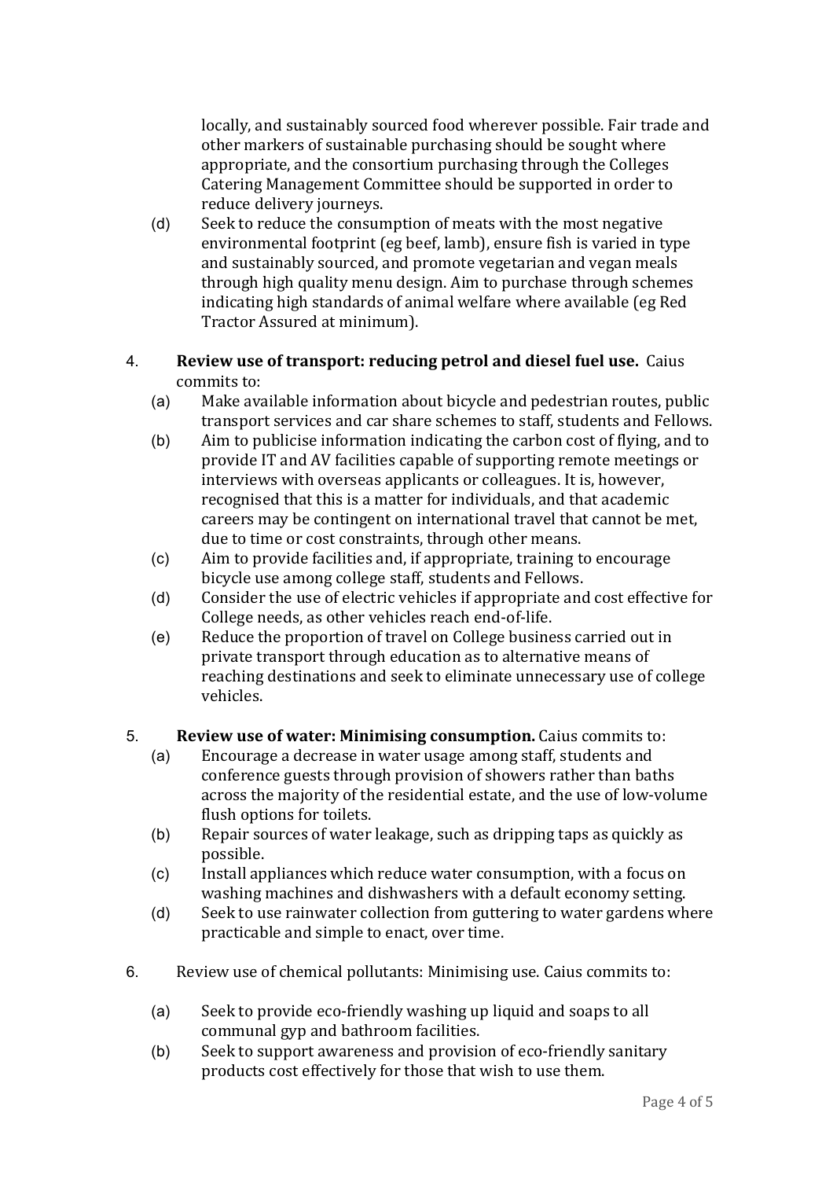locally, and sustainably sourced food wherever possible. Fair trade and other markers of sustainable purchasing should be sought where appropriate, and the consortium purchasing through the Colleges Catering Management Committee should be supported in order to reduce delivery journeys.

(d) Seek to reduce the consumption of meats with the most negative environmental footprint (eg beef, lamb), ensure fish is varied in type and sustainably sourced, and promote vegetarian and vegan meals through high quality menu design. Aim to purchase through schemes indicating high standards of animal welfare where available (eg Red Tractor Assured at minimum).

4. **Review use of transport: reducing petrol and diesel fuel use.** Caius commits to:
   (a) Make available information about bicycle and pedestrian routes, public transport services and car share schemes to staff, students and Fellows.
   (b) Aim to publicise information indicating the carbon cost of flying, and to provide IT and AV facilities capable of supporting remote meetings or interviews with overseas applicants or colleagues. It is, however, recognised that this is a matter for individuals, and that academic careers may be contingent on international travel that cannot be met, due to time or cost constraints, through other means.
   (c) Aim to provide facilities and, if appropriate, training to encourage bicycle use among college staff, students and Fellows.
   (d) Consider the use of electric vehicles if appropriate and cost effective for College needs, as other vehicles reach end-of-life.
   (e) Reduce the proportion of travel on College business carried out in private transport through education as to alternative means of reaching destinations and seek to eliminate unnecessary use of college vehicles.

5. **Review use of water: Minimising consumption.** Caius commits to:
   (a) Encourage a decrease in water usage among staff, students and conference guests through provision of showers rather than baths across the majority of the residential estate, and the use of low-volume flush options for toilets.
   (b) Repair sources of water leakage, such as dripping taps as quickly as possible.
   (c) Install appliances which reduce water consumption, with a focus on washing machines and dishwashers with a default economy setting.
   (d) Seek to use rainwater collection from guttering to water gardens where practicable and simple to enact, over time.

6. Review use of chemical pollutants: Minimising use. Caius commits to:

   (a) Seek to provide eco-friendly washing up liquid and soaps to all communal gyp and bathroom facilities.
   (b) Seek to support awareness and provision of eco-friendly sanitary products cost effectively for those that wish to use them.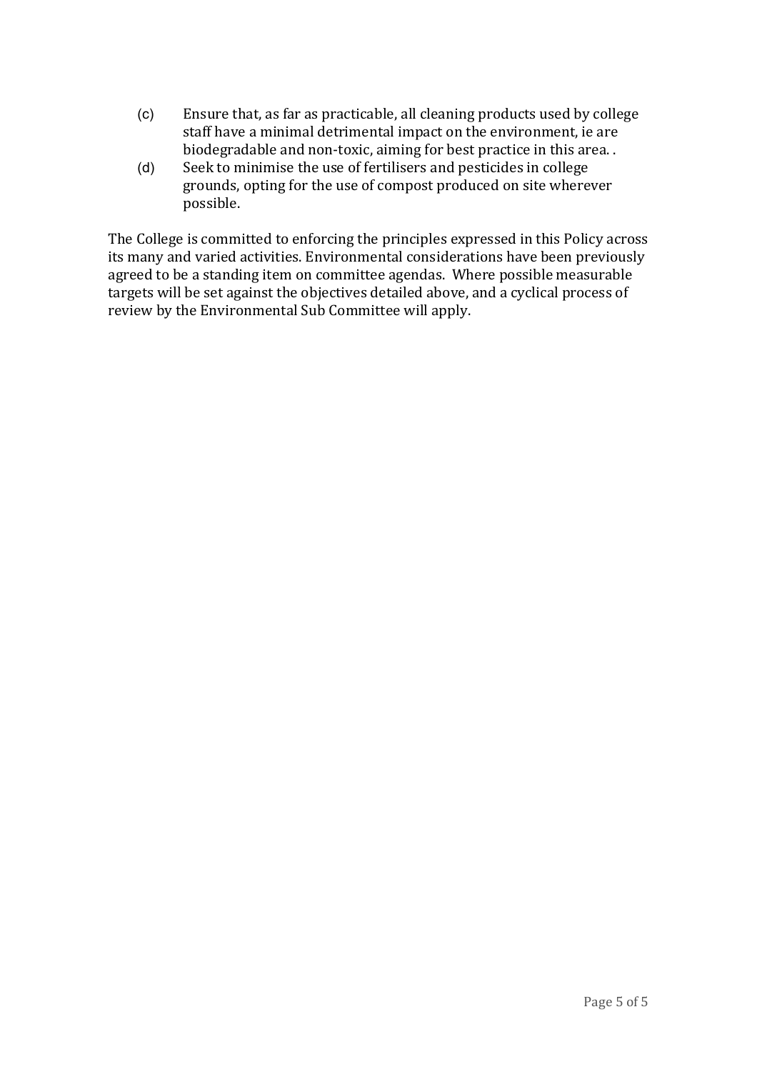(c) Ensure that, as far as practicable, all cleaning products used by college staff have a minimal detrimental impact on the environment, ie are biodegradable and non-toxic, aiming for best practice in this area. .

(d) Seek to minimise the use of fertilisers and pesticides in college grounds, opting for the use of compost produced on site wherever possible.

The College is committed to enforcing the principles expressed in this Policy across its many and varied activities. Environmental considerations have been previously agreed to be a standing item on committee agendas. Where possible measurable targets will be set against the objectives detailed above, and a cyclical process of review by the Environmental Sub Committee will apply.